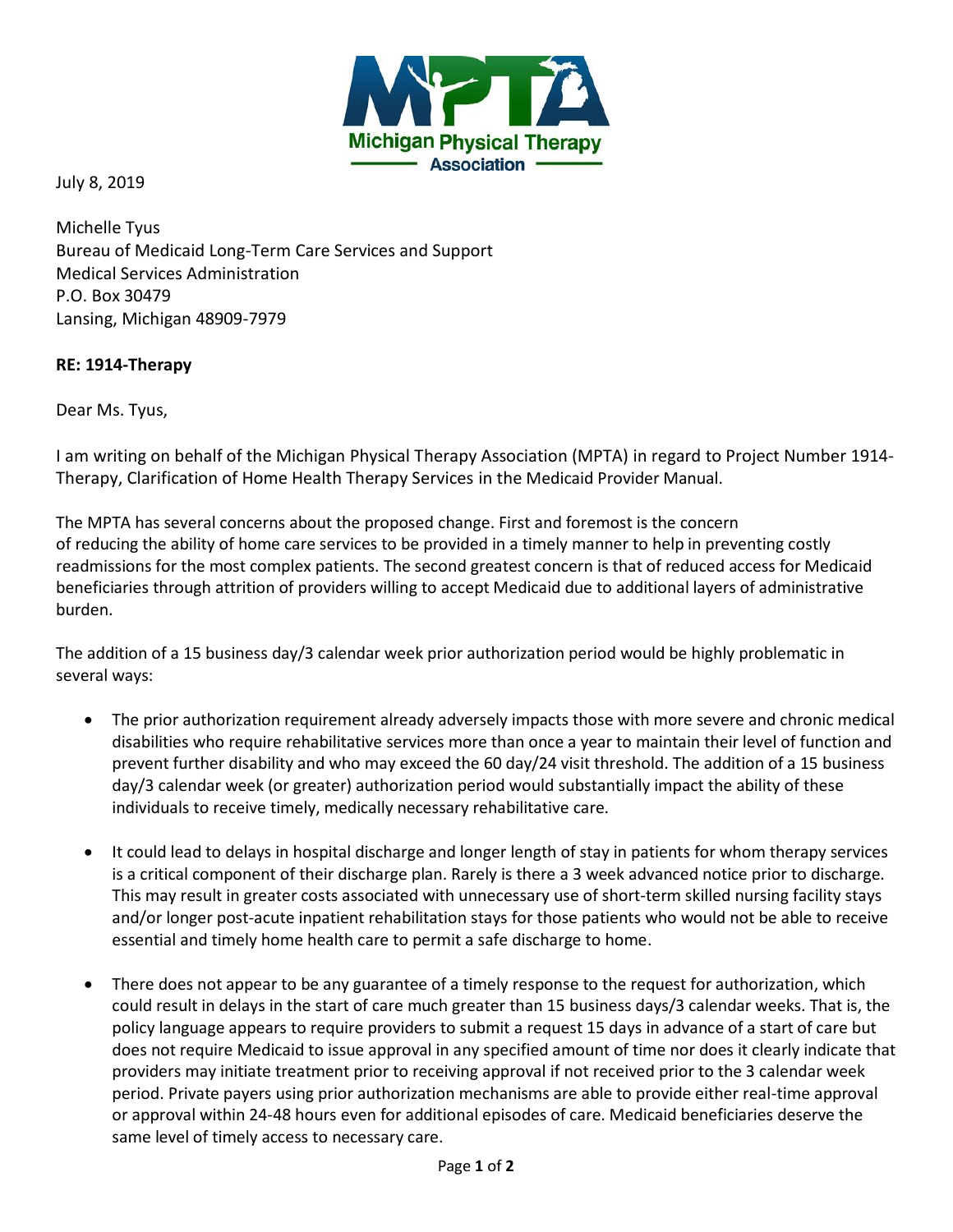Michigan Physical Therapy Association

July 8, 2019

Michelle Tyus
Bureau of Medicaid Long-Term Care Services and Support
Medical Services Administration
P.O. Box 30479
Lansing, Michigan 48909-7979

**RE: 1914-Therapy**

Dear Ms. Tyus,

I am writing on behalf of the Michigan Physical Therapy Association (MPTA) in regard to Project Number 1914-Therapy, Clarification of Home Health Therapy Services in the Medicaid Provider Manual.

The MPTA has several concerns about the proposed change. First and foremost is the concern of reducing the ability of home care services to be provided in a timely manner to help in preventing costly readmissions for the most complex patients. The second greatest concern is that of reduced access for Medicaid beneficiaries through attrition of providers willing to accept Medicaid due to additional layers of administrative burden.

The addition of a 15 business day/3 calendar week prior authorization period would be highly problematic in several ways:

- The prior authorization requirement already adversely impacts those with more severe and chronic medical disabilities who require rehabilitative services more than once a year to maintain their level of function and prevent further disability and who may exceed the 60 day/24 visit threshold. The addition of a 15 business day/3 calendar week (or greater) authorization period would substantially impact the ability of these individuals to receive timely, medically necessary rehabilitative care.

- It could lead to delays in hospital discharge and longer length of stay in patients for whom therapy services is a critical component of their discharge plan. Rarely is there a 3 week advanced notice prior to discharge. This may result in greater costs associated with unnecessary use of short-term skilled nursing facility stays and/or longer post-acute inpatient rehabilitation stays for those patients who would not be able to receive essential and timely home health care to permit a safe discharge to home.

- There does not appear to be any guarantee of a timely response to the request for authorization, which could result in delays in the start of care much greater than 15 business days/3 calendar weeks. That is, the policy language appears to require providers to submit a request 15 days in advance of a start of care but does not require Medicaid to issue approval in any specified amount of time nor does it clearly indicate that providers may initiate treatment prior to receiving approval if not received prior to the 3 calendar week period. Private payers using prior authorization mechanisms are able to provide either real-time approval or approval within 24-48 hours even for additional episodes of care. Medicaid beneficiaries deserve the same level of timely access to necessary care.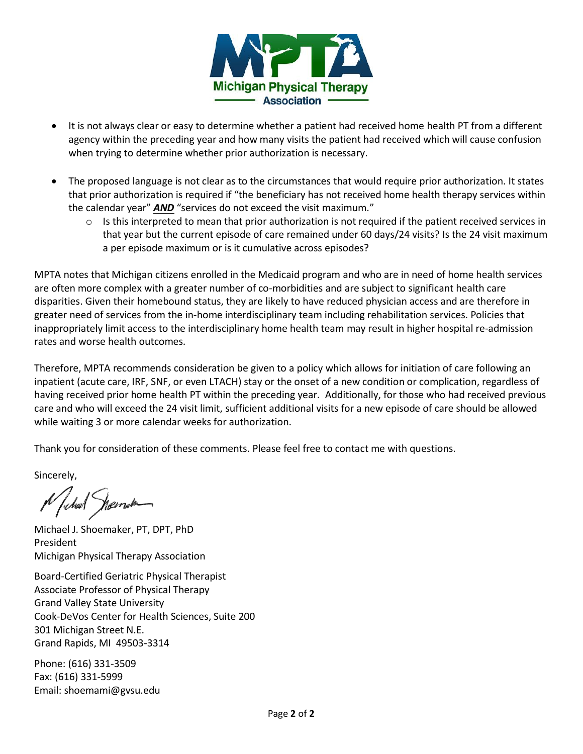- It is not always clear or easy to determine whether a patient had received home health PT from a different agency within the preceding year and how many visits the patient had received which will cause confusion when trying to determine whether prior authorization is necessary.

- The proposed language is not clear as to the circumstances that would require prior authorization. It states that prior authorization is required if "the beneficiary has not received home health therapy services within the calendar year" ***AND*** "services do not exceed the visit maximum."
  - Is this interpreted to mean that prior authorization is not required if the patient received services in that year but the current episode of care remained under 60 days/24 visits? Is the 24 visit maximum a per episode maximum or is it cumulative across episodes?

MPTA notes that Michigan citizens enrolled in the Medicaid program and who are in need of home health services are often more complex with a greater number of co-morbidities and are subject to significant health care disparities. Given their homebound status, they are likely to have reduced physician access and are therefore in greater need of services from the in-home interdisciplinary team including rehabilitation services. Policies that inappropriately limit access to the interdisciplinary home health team may result in higher hospital re-admission rates and worse health outcomes.

Therefore, MPTA recommends consideration be given to a policy which allows for initiation of care following an inpatient (acute care, IRF, SNF, or even LTACH) stay or the onset of a new condition or complication, regardless of having received prior home health PT within the preceding year. Additionally, for those who had received previous care and who will exceed the 24 visit limit, sufficient additional visits for a new episode of care should be allowed while waiting 3 or more calendar weeks for authorization.

Thank you for consideration of these comments. Please feel free to contact me with questions.

Sincerely,

Michael J. Shoemaker, PT, DPT, PhD
President
Michigan Physical Therapy Association

Board-Certified Geriatric Physical Therapist
Associate Professor of Physical Therapy
Grand Valley State University
Cook-DeVos Center for Health Sciences, Suite 200
301 Michigan Street N.E.
Grand Rapids, MI 49503-3314

Phone: (616) 331-3509
Fax: (616) 331-5999
Email: shoemami@gvsu.edu